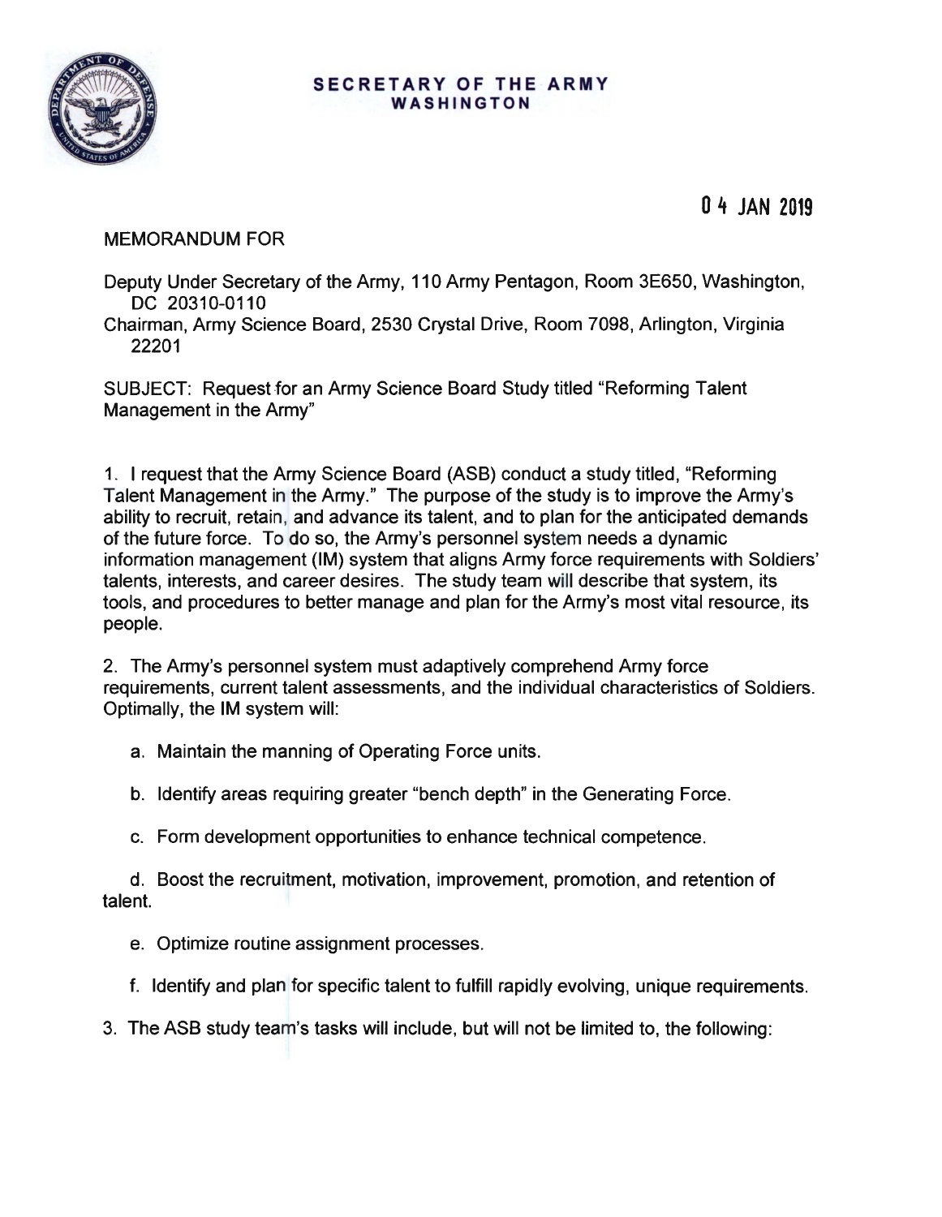**SECRETARY OF THE ARMY**
**WASHINGTON**

04 JAN 2019

MEMORANDUM FOR

Deputy Under Secretary of the Army, 110 Army Pentagon, Room 3E650, Washington, DC 20310-0110
Chairman, Army Science Board, 2530 Crystal Drive, Room 7098, Arlington, Virginia 22201

SUBJECT: Request for an Army Science Board Study titled "Reforming Talent Management in the Army"

1. I request that the Army Science Board (ASB) conduct a study titled, "Reforming Talent Management in the Army." The purpose of the study is to improve the Army's ability to recruit, retain, and advance its talent, and to plan for the anticipated demands of the future force. To do so, the Army's personnel system needs a dynamic information management (IM) system that aligns Army force requirements with Soldiers' talents, interests, and career desires. The study team will describe that system, its tools, and procedures to better manage and plan for the Army's most vital resource, its people.

2. The Army's personnel system must adaptively comprehend Army force requirements, current talent assessments, and the individual characteristics of Soldiers. Optimally, the IM system will:

a. Maintain the manning of Operating Force units.

b. Identify areas requiring greater "bench depth" in the Generating Force.

c. Form development opportunities to enhance technical competence.

d. Boost the recruitment, motivation, improvement, promotion, and retention of talent.

e. Optimize routine assignment processes.

f. Identify and plan for specific talent to fulfill rapidly evolving, unique requirements.

3. The ASB study team's tasks will include, but will not be limited to, the following: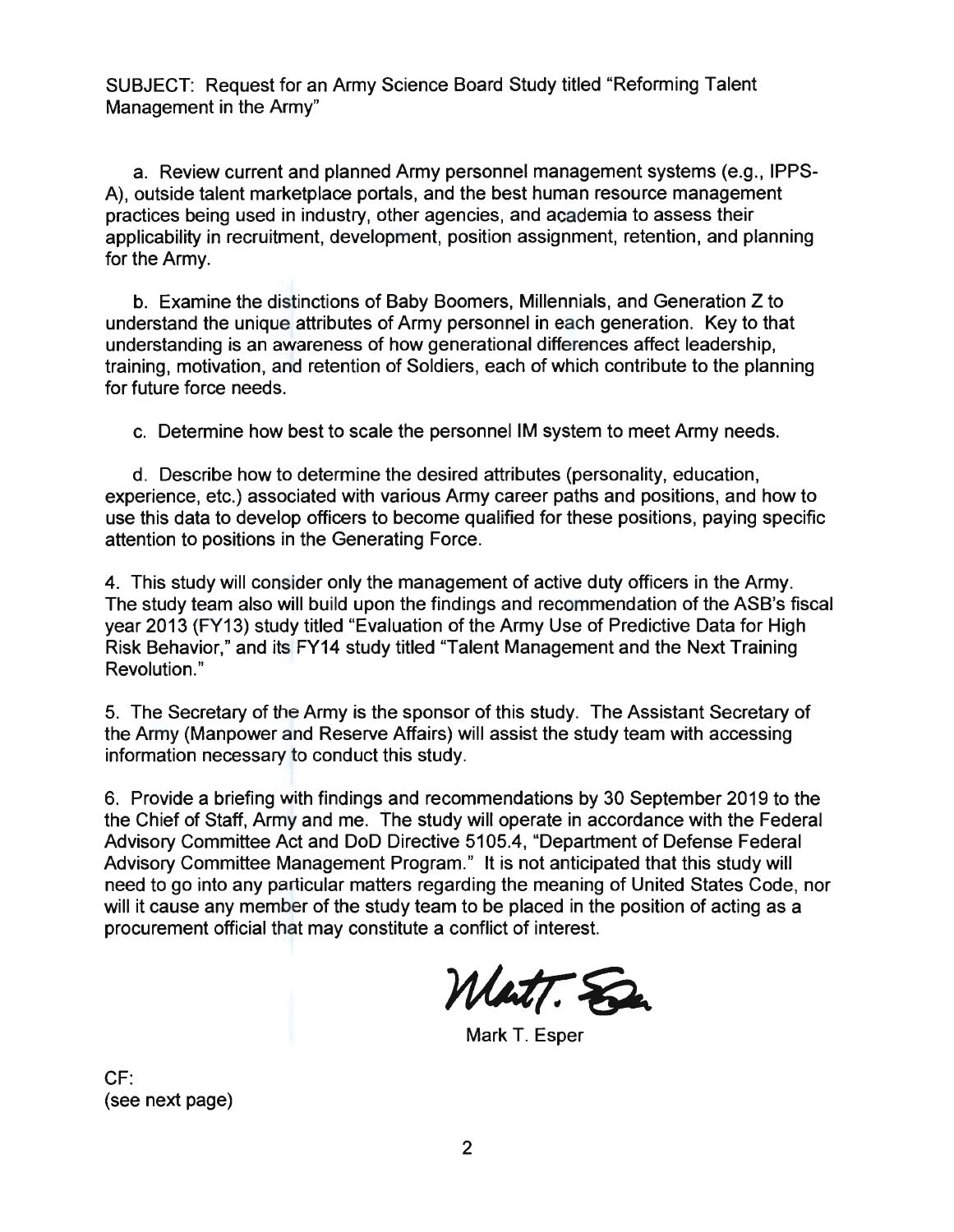SUBJECT: Request for an Army Science Board Study titled "Reforming Talent Management in the Army"

a. Review current and planned Army personnel management systems (e.g., IPPS-A), outside talent marketplace portals, and the best human resource management practices being used in industry, other agencies, and academia to assess their applicability in recruitment, development, position assignment, retention, and planning for the Army.

b. Examine the distinctions of Baby Boomers, Millennials, and Generation Z to understand the unique attributes of Army personnel in each generation. Key to that understanding is an awareness of how generational differences affect leadership, training, motivation, and retention of Soldiers, each of which contribute to the planning for future force needs.

c. Determine how best to scale the personnel IM system to meet Army needs.

d. Describe how to determine the desired attributes (personality, education, experience, etc.) associated with various Army career paths and positions, and how to use this data to develop officers to become qualified for these positions, paying specific attention to positions in the Generating Force.

4. This study will consider only the management of active duty officers in the Army. The study team also will build upon the findings and recommendation of the ASB's fiscal year 2013 (FY13) study titled "Evaluation of the Army Use of Predictive Data for High Risk Behavior," and its FY14 study titled "Talent Management and the Next Training Revolution."

5. The Secretary of the Army is the sponsor of this study. The Assistant Secretary of the Army (Manpower and Reserve Affairs) will assist the study team with accessing information necessary to conduct this study.

6. Provide a briefing with findings and recommendations by 30 September 2019 to the the Chief of Staff, Army and me. The study will operate in accordance with the Federal Advisory Committee Act and DoD Directive 5105.4, "Department of Defense Federal Advisory Committee Management Program." It is not anticipated that this study will need to go into any particular matters regarding the meaning of United States Code, nor will it cause any member of the study team to be placed in the position of acting as a procurement official that may constitute a conflict of interest.

Mark T. Esper

CF:
(see next page)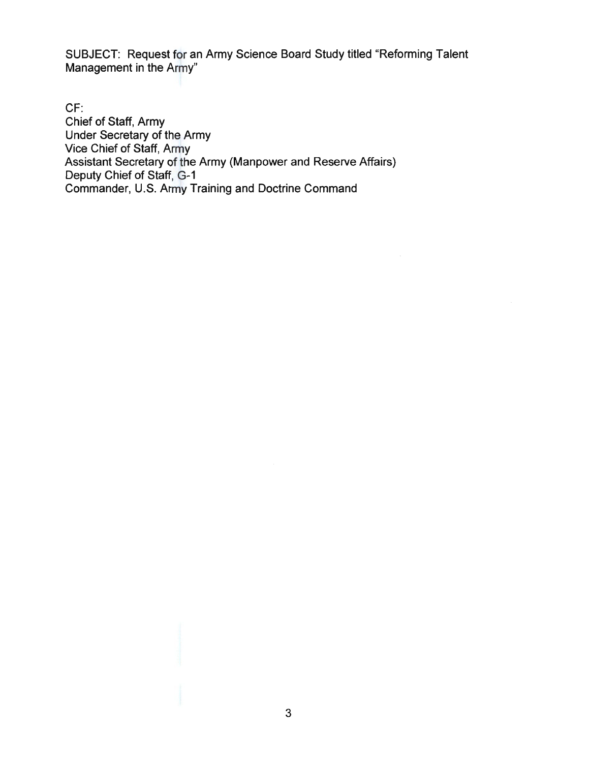SUBJECT: Request for an Army Science Board Study titled "Reforming Talent Management in the Army"

CF:
Chief of Staff, Army
Under Secretary of the Army
Vice Chief of Staff, Army
Assistant Secretary of the Army (Manpower and Reserve Affairs)
Deputy Chief of Staff, G-1
Commander, U.S. Army Training and Doctrine Command